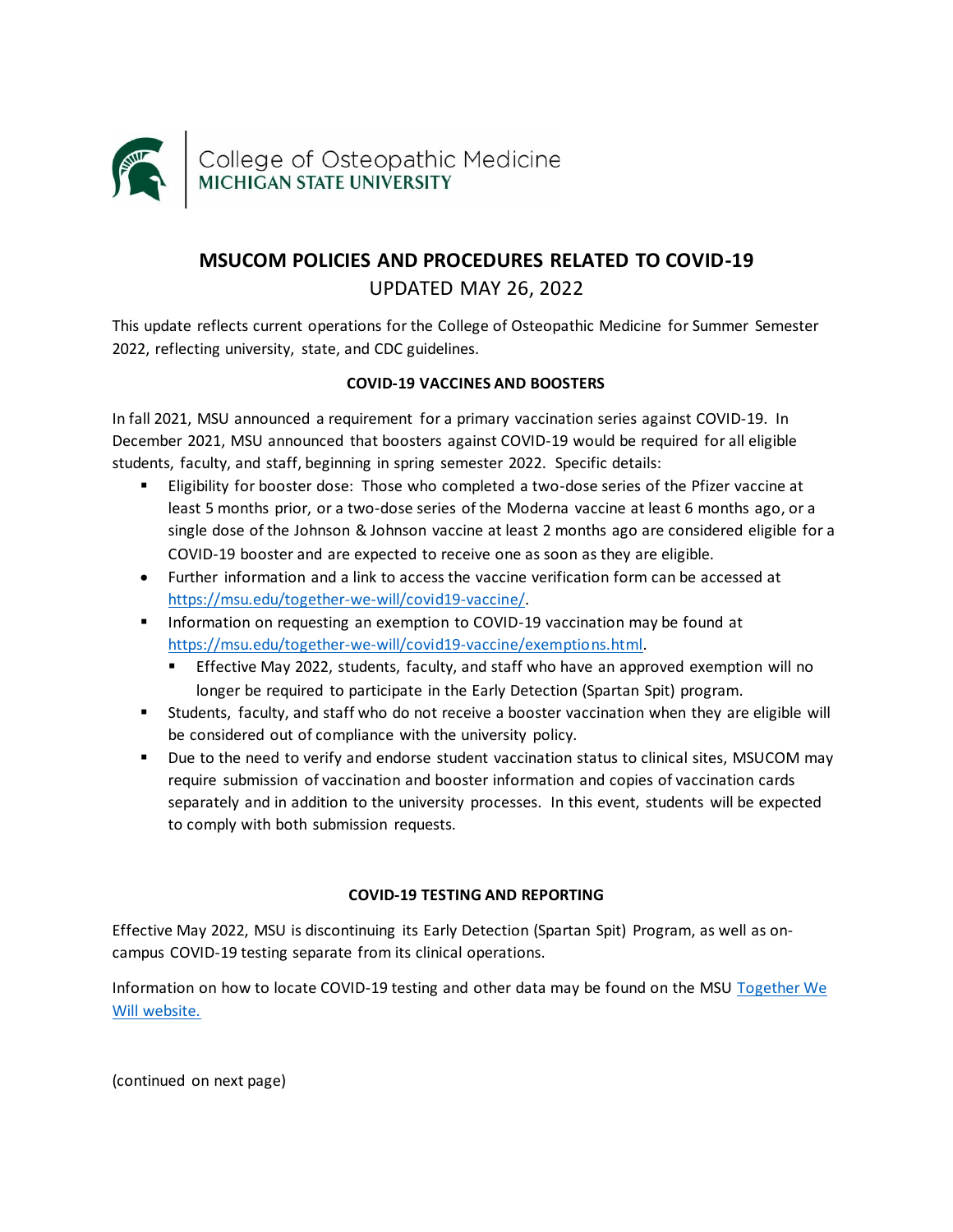College of Osteopathic Medicine
MICHIGAN STATE UNIVERSITY

# MSUCOM POLICIES AND PROCEDURES RELATED TO COVID-19

UPDATED MAY 26, 2022

This update reflects current operations for the College of Osteopathic Medicine for Summer Semester 2022, reflecting university, state, and CDC guidelines.

## COVID-19 VACCINES AND BOOSTERS

In fall 2021, MSU announced a requirement for a primary vaccination series against COVID-19. In December 2021, MSU announced that boosters against COVID-19 would be required for all eligible students, faculty, and staff, beginning in spring semester 2022. Specific details:

- Eligibility for booster dose: Those who completed a two-dose series of the Pfizer vaccine at least 5 months prior, or a two-dose series of the Moderna vaccine at least 6 months ago, or a single dose of the Johnson & Johnson vaccine at least 2 months ago are considered eligible for a COVID-19 booster and are expected to receive one as soon as they are eligible.
- Further information and a link to access the vaccine verification form can be accessed at https://msu.edu/together-we-will/covid19-vaccine/.
- Information on requesting an exemption to COVID-19 vaccination may be found at https://msu.edu/together-we-will/covid19-vaccine/exemptions.html.
  - Effective May 2022, students, faculty, and staff who have an approved exemption will no longer be required to participate in the Early Detection (Spartan Spit) program.
- Students, faculty, and staff who do not receive a booster vaccination when they are eligible will be considered out of compliance with the university policy.
- Due to the need to verify and endorse student vaccination status to clinical sites, MSUCOM may require submission of vaccination and booster information and copies of vaccination cards separately and in addition to the university processes. In this event, students will be expected to comply with both submission requests.

## COVID-19 TESTING AND REPORTING

Effective May 2022, MSU is discontinuing its Early Detection (Spartan Spit) Program, as well as on-campus COVID-19 testing separate from its clinical operations.

Information on how to locate COVID-19 testing and other data may be found on the MSU Together We Will website.

(continued on next page)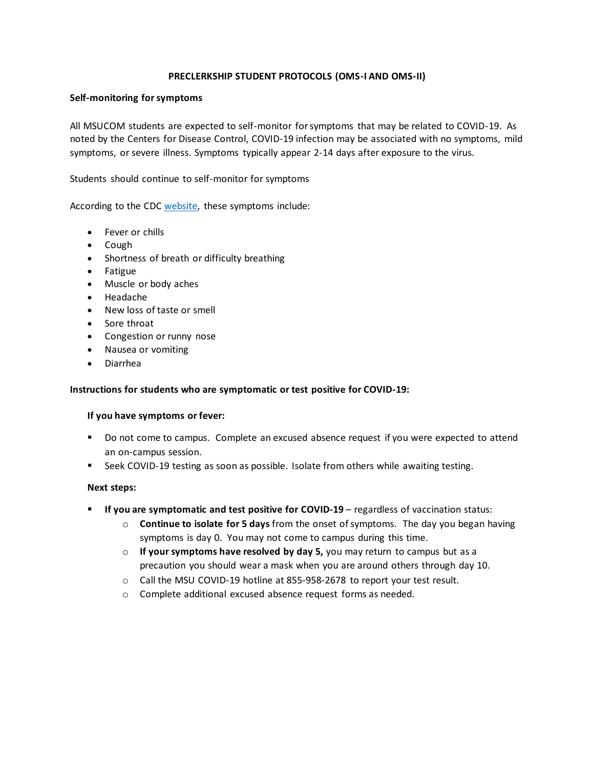## PRECLERKSHIP STUDENT PROTOCOLS (OMS-I AND OMS-II)

### Self-monitoring for symptoms

All MSUCOM students are expected to self-monitor for symptoms that may be related to COVID-19. As noted by the Centers for Disease Control, COVID-19 infection may be associated with no symptoms, mild symptoms, or severe illness. Symptoms typically appear 2-14 days after exposure to the virus.

Students should continue to self-monitor for symptoms

According to the CDC website, these symptoms include:

- Fever or chills
- Cough
- Shortness of breath or difficulty breathing
- Fatigue
- Muscle or body aches
- Headache
- New loss of taste or smell
- Sore throat
- Congestion or runny nose
- Nausea or vomiting
- Diarrhea

### Instructions for students who are symptomatic or test positive for COVID-19:

#### If you have symptoms or fever:

- Do not come to campus. Complete an excused absence request if you were expected to attend an on-campus session.
- Seek COVID-19 testing as soon as possible. Isolate from others while awaiting testing.

#### Next steps:

- **If you are symptomatic and test positive for COVID-19** – regardless of vaccination status:
  - **Continue to isolate for 5 days** from the onset of symptoms. The day you began having symptoms is day 0. You may not come to campus during this time.
  - **If your symptoms have resolved by day 5,** you may return to campus but as a precaution you should wear a mask when you are around others through day 10.
  - Call the MSU COVID-19 hotline at 855-958-2678 to report your test result.
  - Complete additional excused absence request forms as needed.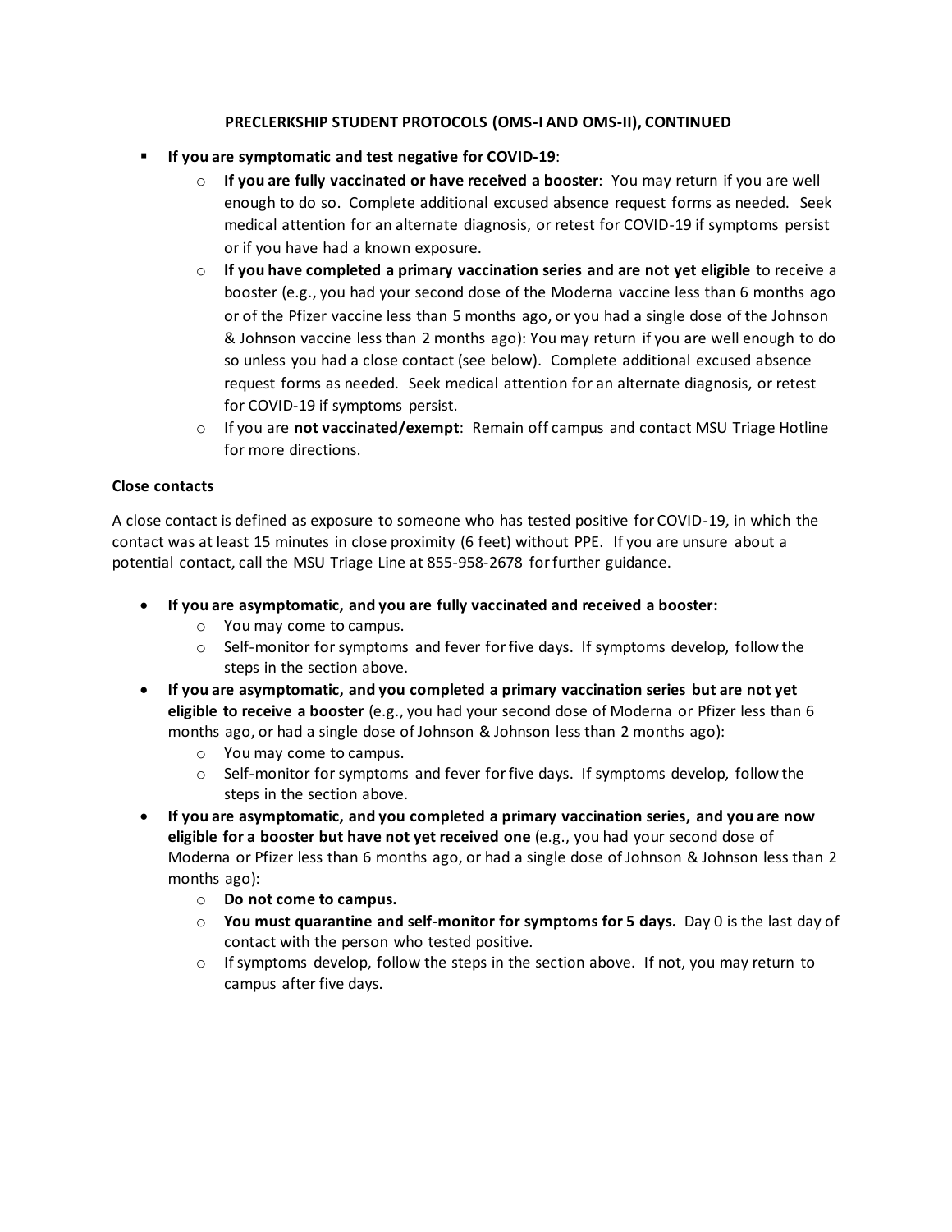**PRECLERKSHIP STUDENT PROTOCOLS (OMS-I AND OMS-II), CONTINUED**

- **If you are symptomatic and test negative for COVID-19**:
  - **If you are fully vaccinated or have received a booster**: You may return if you are well enough to do so. Complete additional excused absence request forms as needed. Seek medical attention for an alternate diagnosis, or retest for COVID-19 if symptoms persist or if you have had a known exposure.
  - **If you have completed a primary vaccination series and are not yet eligible** to receive a booster (e.g., you had your second dose of the Moderna vaccine less than 6 months ago or of the Pfizer vaccine less than 5 months ago, or you had a single dose of the Johnson & Johnson vaccine less than 2 months ago): You may return if you are well enough to do so unless you had a close contact (see below). Complete additional excused absence request forms as needed. Seek medical attention for an alternate diagnosis, or retest for COVID-19 if symptoms persist.
  - If you are **not vaccinated/exempt**: Remain off campus and contact MSU Triage Hotline for more directions.

**Close contacts**

A close contact is defined as exposure to someone who has tested positive for COVID-19, in which the contact was at least 15 minutes in close proximity (6 feet) without PPE. If you are unsure about a potential contact, call the MSU Triage Line at 855-958-2678 for further guidance.

- **If you are asymptomatic, and you are fully vaccinated and received a booster:**
  - You may come to campus.
  - Self-monitor for symptoms and fever for five days. If symptoms develop, follow the steps in the section above.
- **If you are asymptomatic, and you completed a primary vaccination series but are not yet eligible to receive a booster** (e.g., you had your second dose of Moderna or Pfizer less than 6 months ago, or had a single dose of Johnson & Johnson less than 2 months ago):
  - You may come to campus.
  - Self-monitor for symptoms and fever for five days. If symptoms develop, follow the steps in the section above.
- **If you are asymptomatic, and you completed a primary vaccination series, and you are now eligible for a booster but have not yet received one** (e.g., you had your second dose of Moderna or Pfizer less than 6 months ago, or had a single dose of Johnson & Johnson less than 2 months ago):
  - **Do not come to campus.**
  - **You must quarantine and self-monitor for symptoms for 5 days.** Day 0 is the last day of contact with the person who tested positive.
  - If symptoms develop, follow the steps in the section above. If not, you may return to campus after five days.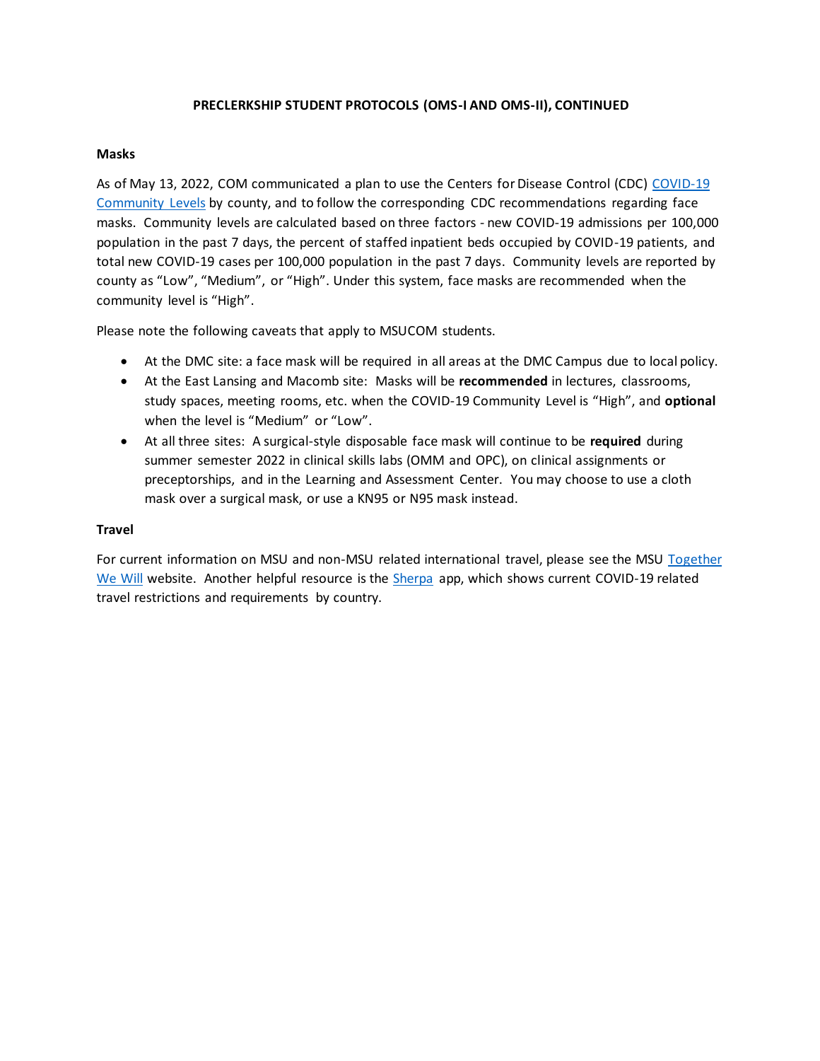**PRECLERKSHIP STUDENT PROTOCOLS (OMS-I AND OMS-II), CONTINUED**

**Masks**

As of May 13, 2022, COM communicated a plan to use the Centers for Disease Control (CDC) [COVID-19 Community Levels] by county, and to follow the corresponding CDC recommendations regarding face masks. Community levels are calculated based on three factors - new COVID-19 admissions per 100,000 population in the past 7 days, the percent of staffed inpatient beds occupied by COVID-19 patients, and total new COVID-19 cases per 100,000 population in the past 7 days. Community levels are reported by county as "Low", "Medium", or "High". Under this system, face masks are recommended when the community level is "High".

Please note the following caveats that apply to MSUCOM students.

- At the DMC site: a face mask will be required in all areas at the DMC Campus due to local policy.
- At the East Lansing and Macomb site: Masks will be **recommended** in lectures, classrooms, study spaces, meeting rooms, etc. when the COVID-19 Community Level is "High", and **optional** when the level is "Medium" or "Low".
- At all three sites: A surgical-style disposable face mask will continue to be **required** during summer semester 2022 in clinical skills labs (OMM and OPC), on clinical assignments or preceptorships, and in the Learning and Assessment Center. You may choose to use a cloth mask over a surgical mask, or use a KN95 or N95 mask instead.

**Travel**

For current information on MSU and non-MSU related international travel, please see the MSU [Together We Will] website. Another helpful resource is the [Sherpa] app, which shows current COVID-19 related travel restrictions and requirements by country.